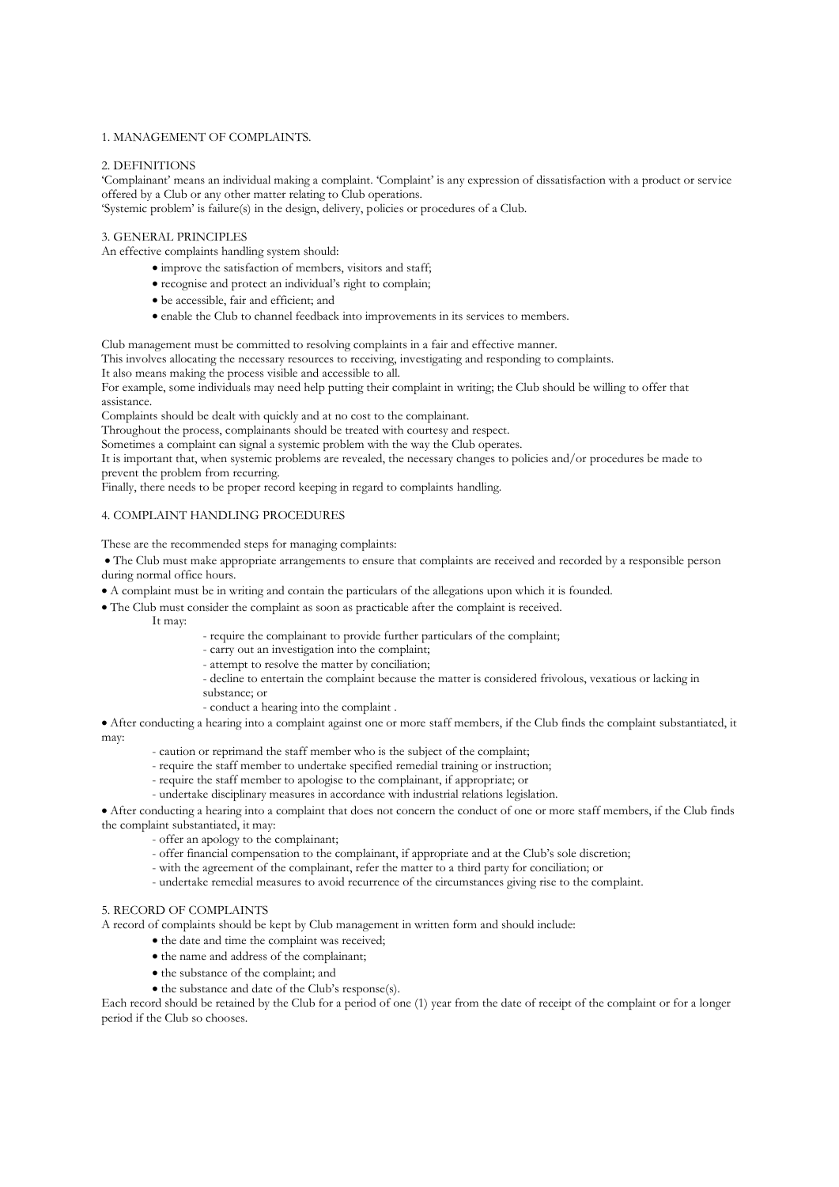## 1. MANAGEMENT OF COMPLAINTS.

## 2. DEFINITIONS

'Complainant' means an individual making a complaint. 'Complaint' is any expression of dissatisfaction with a product or service offered by a Club or any other matter relating to Club operations.

'Systemic problem' is failure(s) in the design, delivery, policies or procedures of a Club.

## 3. GENERAL PRINCIPLES

An effective complaints handling system should:

- improve the satisfaction of members, visitors and staff;
- recognise and protect an individual's right to complain;
- be accessible, fair and efficient; and
- enable the Club to channel feedback into improvements in its services to members.

Club management must be committed to resolving complaints in a fair and effective manner.

This involves allocating the necessary resources to receiving, investigating and responding to complaints.

It also means making the process visible and accessible to all.

For example, some individuals may need help putting their complaint in writing; the Club should be willing to offer that assistance.

Complaints should be dealt with quickly and at no cost to the complainant.

Throughout the process, complainants should be treated with courtesy and respect.

Sometimes a complaint can signal a systemic problem with the way the Club operates.

It is important that, when systemic problems are revealed, the necessary changes to policies and/or procedures be made to prevent the problem from recurring.

Finally, there needs to be proper record keeping in regard to complaints handling.

## 4. COMPLAINT HANDLING PROCEDURES

These are the recommended steps for managing complaints:

- The Club must make appropriate arrangements to ensure that complaints are received and recorded by a responsible person during normal office hours.
- A complaint must be in writing and contain the particulars of the allegations upon which it is founded.
- The Club must consider the complaint as soon as practicable after the complaint is received.
  It may:
  - require the complainant to provide further particulars of the complaint;
  - carry out an investigation into the complaint;
  - attempt to resolve the matter by conciliation;
  - decline to entertain the complaint because the matter is considered frivolous, vexatious or lacking in substance; or
  - conduct a hearing into the complaint .
- After conducting a hearing into a complaint against one or more staff members, if the Club finds the complaint substantiated, it may:
  - caution or reprimand the staff member who is the subject of the complaint;
  - require the staff member to undertake specified remedial training or instruction;
  - require the staff member to apologise to the complainant, if appropriate; or
  - undertake disciplinary measures in accordance with industrial relations legislation.
- After conducting a hearing into a complaint that does not concern the conduct of one or more staff members, if the Club finds the complaint substantiated, it may:
  - offer an apology to the complainant;
  - offer financial compensation to the complainant, if appropriate and at the Club's sole discretion;
  - with the agreement of the complainant, refer the matter to a third party for conciliation; or
  - undertake remedial measures to avoid recurrence of the circumstances giving rise to the complaint.

## 5. RECORD OF COMPLAINTS

A record of complaints should be kept by Club management in written form and should include:

- the date and time the complaint was received;
- the name and address of the complainant;
- the substance of the complaint; and
- the substance and date of the Club's response(s).

Each record should be retained by the Club for a period of one (1) year from the date of receipt of the complaint or for a longer period if the Club so chooses.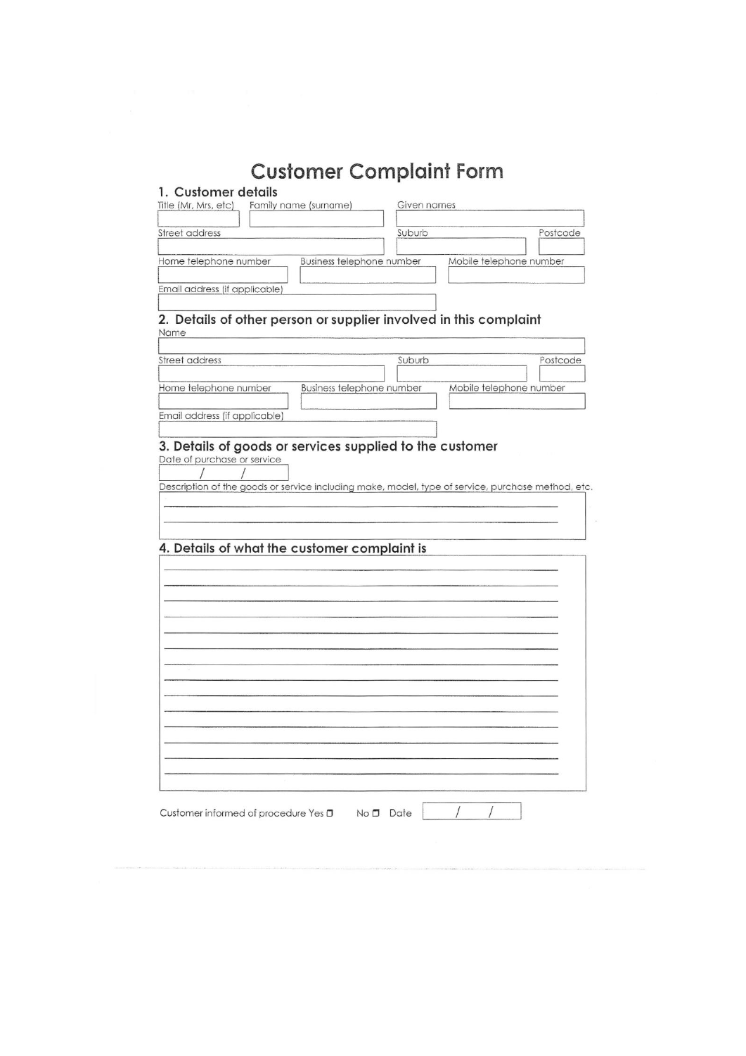# Customer Complaint Form

## 1. Customer details

| Title (Mr, Mrs, etc) | Family name (surname) | Given names |
|---|---|---|
| | | |

| Street address | Suburb | Postcode |
|---|---|---|
| | | |

| Home telephone number | Business telephone number | Mobile telephone number |
|---|---|---|
| | | |

Email address (if applicable)

## 2. Details of other person or supplier involved in this complaint

Name

| Street address | Suburb | Postcode |
|---|---|---|
| | | |

| Home telephone number | Business telephone number | Mobile telephone number |
|---|---|---|
| | | |

Email address (if applicable)

## 3. Details of goods or services supplied to the customer

Date of purchase or service

/ /

Description of the goods or service including make, model, type of service, purchase method, etc.

## 4. Details of what the customer complaint is

Customer informed of procedure Yes ☐ No ☐ Date / /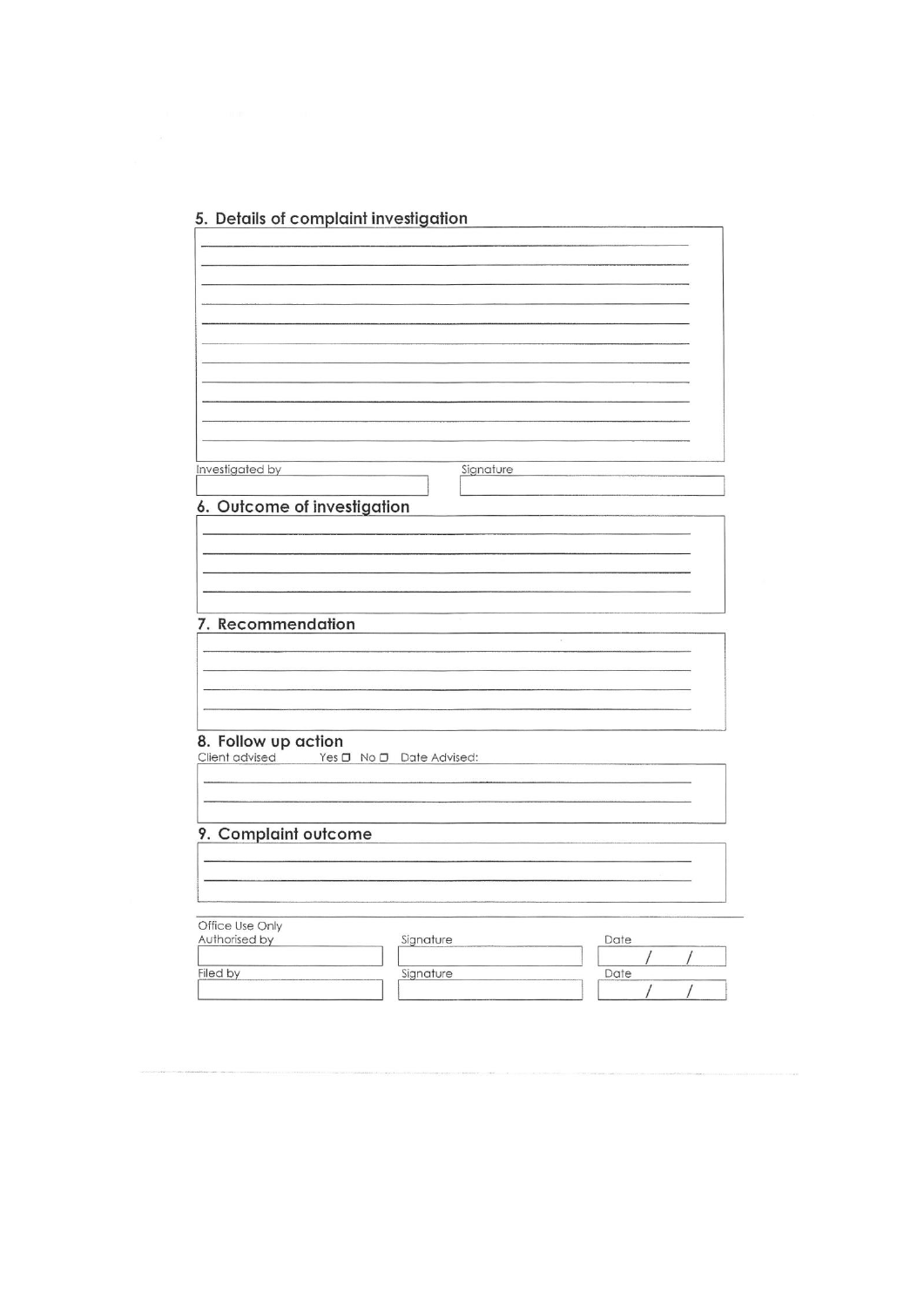## 5. Details of complaint investigation

Investigated by

Signature

## 6. Outcome of investigation

## 7. Recommendation

## 8. Follow up action

Client advised Yes ☐ No ☐ Date Advised:

## 9. Complaint outcome

Office Use Only

| Authorised by | Signature | Date |
|---|---|---|
| | | / / |
| **Filed by** | **Signature** | **Date** |
| | | / / |